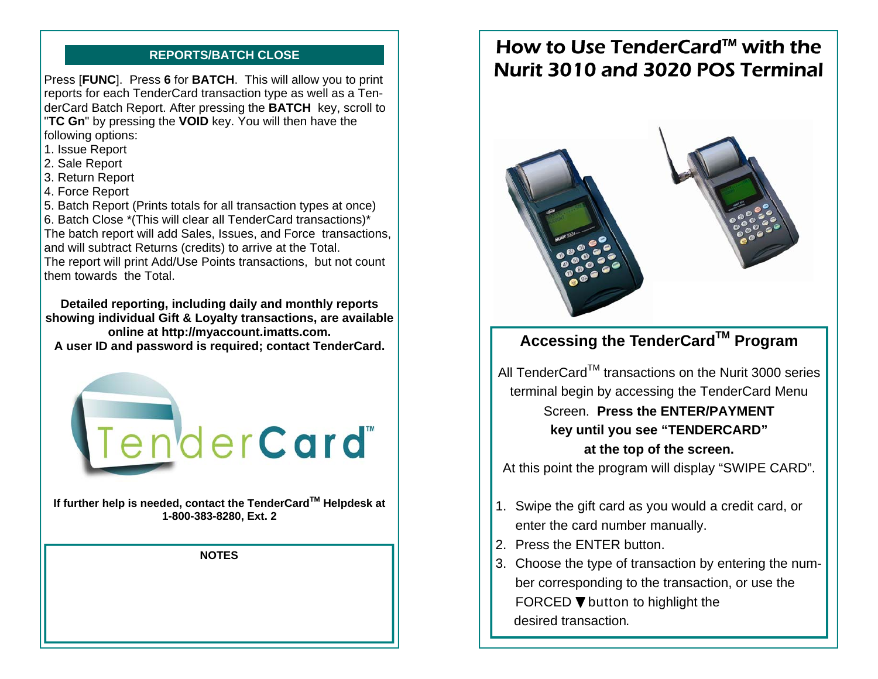## REPORTS/BATCH CLOSE

Press [**FUNC**]. Press **6** for **BATCH**. This will allow you to print reports for each TenderCard transaction type as well as a TenderCard Batch Report. After pressing the **BATCH** key, scroll to "**TC Gn**" by pressing the **VOID** key. You will then have the following options:

1. Issue Report
2. Sale Report
3. Return Report
4. Force Report
5. Batch Report (Prints totals for all transaction types at once)
6. Batch Close *(This will clear all TenderCard transactions)*

The batch report will add Sales, Issues, and Force transactions, and will subtract Returns (credits) to arrive at the Total.
The report will print Add/Use Points transactions, but not count them towards the Total.

**Detailed reporting, including daily and monthly reports showing individual Gift & Loyalty transactions, are available online at http://myaccount.imatts.com.**
**A user ID and password is required; contact TenderCard.**

TenderCard™

**If further help is needed, contact the TenderCard™ Helpdesk at 1-800-383-8280, Ext. 2**

**NOTES**

# How to Use TenderCard™ with the Nurit 3010 and 3020 POS Terminal

## Accessing the TenderCard™ Program

All TenderCard™ transactions on the Nurit 3000 series terminal begin by accessing the TenderCard Menu Screen. **Press the ENTER/PAYMENT key until you see "TENDERCARD" at the top of the screen.**
At this point the program will display "SWIPE CARD".

1. Swipe the gift card as you would a credit card, or enter the card number manually.
2. Press the ENTER button.
3. Choose the type of transaction by entering the number corresponding to the transaction, or use the FORCED ▼ button to highlight the desired transaction.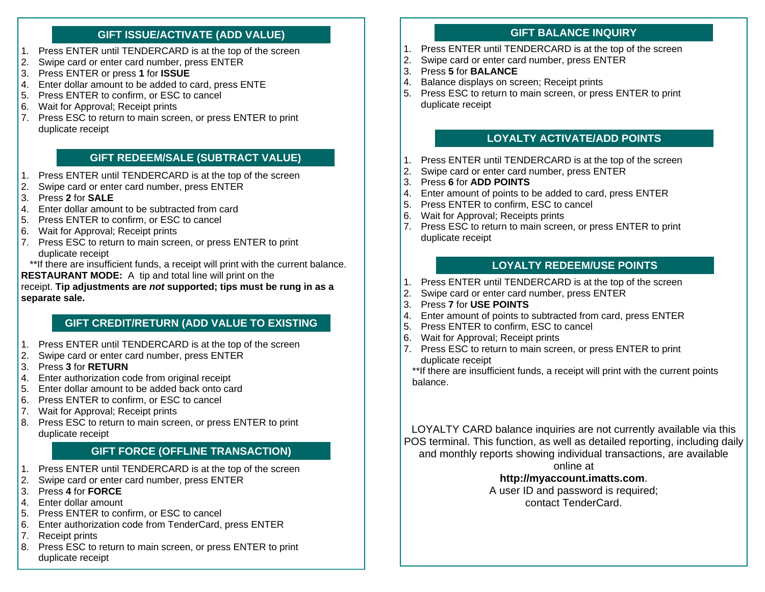## GIFT ISSUE/ACTIVATE (ADD VALUE)

1. Press ENTER until TENDERCARD is at the top of the screen
2. Swipe card or enter card number, press ENTER
3. Press ENTER or press **1** for **ISSUE**
4. Enter dollar amount to be added to card, press ENTE
5. Press ENTER to confirm, or ESC to cancel
6. Wait for Approval; Receipt prints
7. Press ESC to return to main screen, or press ENTER to print duplicate receipt

## GIFT REDEEM/SALE (SUBTRACT VALUE)

1. Press ENTER until TENDERCARD is at the top of the screen
2. Swipe card or enter card number, press ENTER
3. Press **2** for **SALE**
4. Enter dollar amount to be subtracted from card
5. Press ENTER to confirm, or ESC to cancel
6. Wait for Approval; Receipt prints
7. Press ESC to return to main screen, or press ENTER to print duplicate receipt

**If there are insufficient funds, a receipt will print with the current balance.

**RESTAURANT MODE:** A tip and total line will print on the receipt. **Tip adjustments are *not* supported; tips must be rung in as a separate sale.**

## GIFT CREDIT/RETURN (ADD VALUE TO EXISTING

1. Press ENTER until TENDERCARD is at the top of the screen
2. Swipe card or enter card number, press ENTER
3. Press **3** for **RETURN**
4. Enter authorization code from original receipt
5. Enter dollar amount to be added back onto card
6. Press ENTER to confirm, or ESC to cancel
7. Wait for Approval; Receipt prints
8. Press ESC to return to main screen, or press ENTER to print duplicate receipt

## GIFT FORCE (OFFLINE TRANSACTION)

1. Press ENTER until TENDERCARD is at the top of the screen
2. Swipe card or enter card number, press ENTER
3. Press **4** for **FORCE**
4. Enter dollar amount
5. Press ENTER to confirm, or ESC to cancel
6. Enter authorization code from TenderCard, press ENTER
7. Receipt prints
8. Press ESC to return to main screen, or press ENTER to print duplicate receipt

## GIFT BALANCE INQUIRY

1. Press ENTER until TENDERCARD is at the top of the screen
2. Swipe card or enter card number, press ENTER
3. Press **5** for **BALANCE**
4. Balance displays on screen; Receipt prints
5. Press ESC to return to main screen, or press ENTER to print duplicate receipt

## LOYALTY ACTIVATE/ADD POINTS

1. Press ENTER until TENDERCARD is at the top of the screen
2. Swipe card or enter card number, press ENTER
3. Press **6** for **ADD POINTS**
4. Enter amount of points to be added to card, press ENTER
5. Press ENTER to confirm, ESC to cancel
6. Wait for Approval; Receipts prints
7. Press ESC to return to main screen, or press ENTER to print duplicate receipt

## LOYALTY REDEEM/USE POINTS

1. Press ENTER until TENDERCARD is at the top of the screen
2. Swipe card or enter card number, press ENTER
3. Press **7** for **USE POINTS**
4. Enter amount of points to subtracted from card, press ENTER
5. Press ENTER to confirm, ESC to cancel
6. Wait for Approval; Receipt prints
7. Press ESC to return to main screen, or press ENTER to print duplicate receipt

**If there are insufficient funds, a receipt will print with the current points balance.

LOYALTY CARD balance inquiries are not currently available via this POS terminal. This function, as well as detailed reporting, including daily and monthly reports showing individual transactions, are available online at **http://myaccount.imatts.com**. A user ID and password is required; contact TenderCard.